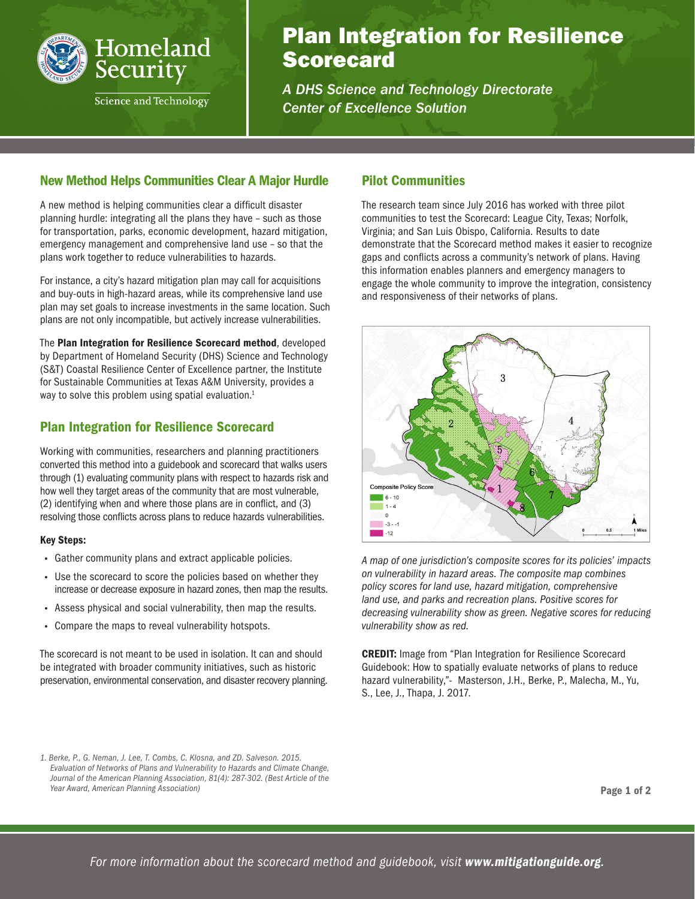# Plan Integration for Resilience Scorecard

*A DHS Science and Technology Directorate Center of Excellence Solution*

## New Method Helps Communities Clear A Major Hurdle

A new method is helping communities clear a difficult disaster planning hurdle: integrating all the plans they have – such as those for transportation, parks, economic development, hazard mitigation, emergency management and comprehensive land use – so that the plans work together to reduce vulnerabilities to hazards.

For instance, a city's hazard mitigation plan may call for acquisitions and buy-outs in high-hazard areas, while its comprehensive land use plan may set goals to increase investments in the same location. Such plans are not only incompatible, but actively increase vulnerabilities.

The **Plan Integration for Resilience Scorecard method**, developed by Department of Homeland Security (DHS) Science and Technology (S&T) Coastal Resilience Center of Excellence partner, the Institute for Sustainable Communities at Texas A&M University, provides a way to solve this problem using spatial evaluation.[1]

## Plan Integration for Resilience Scorecard

Working with communities, researchers and planning practitioners converted this method into a guidebook and scorecard that walks users through (1) evaluating community plans with respect to hazards risk and how well they target areas of the community that are most vulnerable, (2) identifying when and where those plans are in conflict, and (3) resolving those conflicts across plans to reduce hazards vulnerabilities.

**Key Steps:**

- Gather community plans and extract applicable policies.
- Use the scorecard to score the policies based on whether they increase or decrease exposure in hazard zones, then map the results.
- Assess physical and social vulnerability, then map the results.
- Compare the maps to reveal vulnerability hotspots.

The scorecard is not meant to be used in isolation. It can and should be integrated with broader community initiatives, such as historic preservation, environmental conservation, and disaster recovery planning.

## Pilot Communities

The research team since July 2016 has worked with three pilot communities to test the Scorecard: League City, Texas; Norfolk, Virginia; and San Luis Obispo, California. Results to date demonstrate that the Scorecard method makes it easier to recognize gaps and conflicts across a community's network of plans. Having this information enables planners and emergency managers to engage the whole community to improve the integration, consistency and responsiveness of their networks of plans.

*A map of one jurisdiction's composite scores for its policies' impacts on vulnerability in hazard areas. The composite map combines policy scores for land use, hazard mitigation, comprehensive land use, and parks and recreation plans. Positive scores for decreasing vulnerability show as green. Negative scores for reducing vulnerability show as red.*

**CREDIT:** Image from "Plan Integration for Resilience Scorecard Guidebook: How to spatially evaluate networks of plans to reduce hazard vulnerability,"- Masterson, J.H., Berke, P., Malecha, M., Yu, S., Lee, J., Thapa, J. 2017.

1. *Berke, P., G. Neman, J. Lee, T. Combs, C. Klosna, and ZD. Salveson. 2015. Evaluation of Networks of Plans and Vulnerability to Hazards and Climate Change, Journal of the American Planning Association, 81(4): 287-302. (Best Article of the Year Award, American Planning Association)*

*For more information about the scorecard method and guidebook, visit* ***www.mitigationguide.org****.*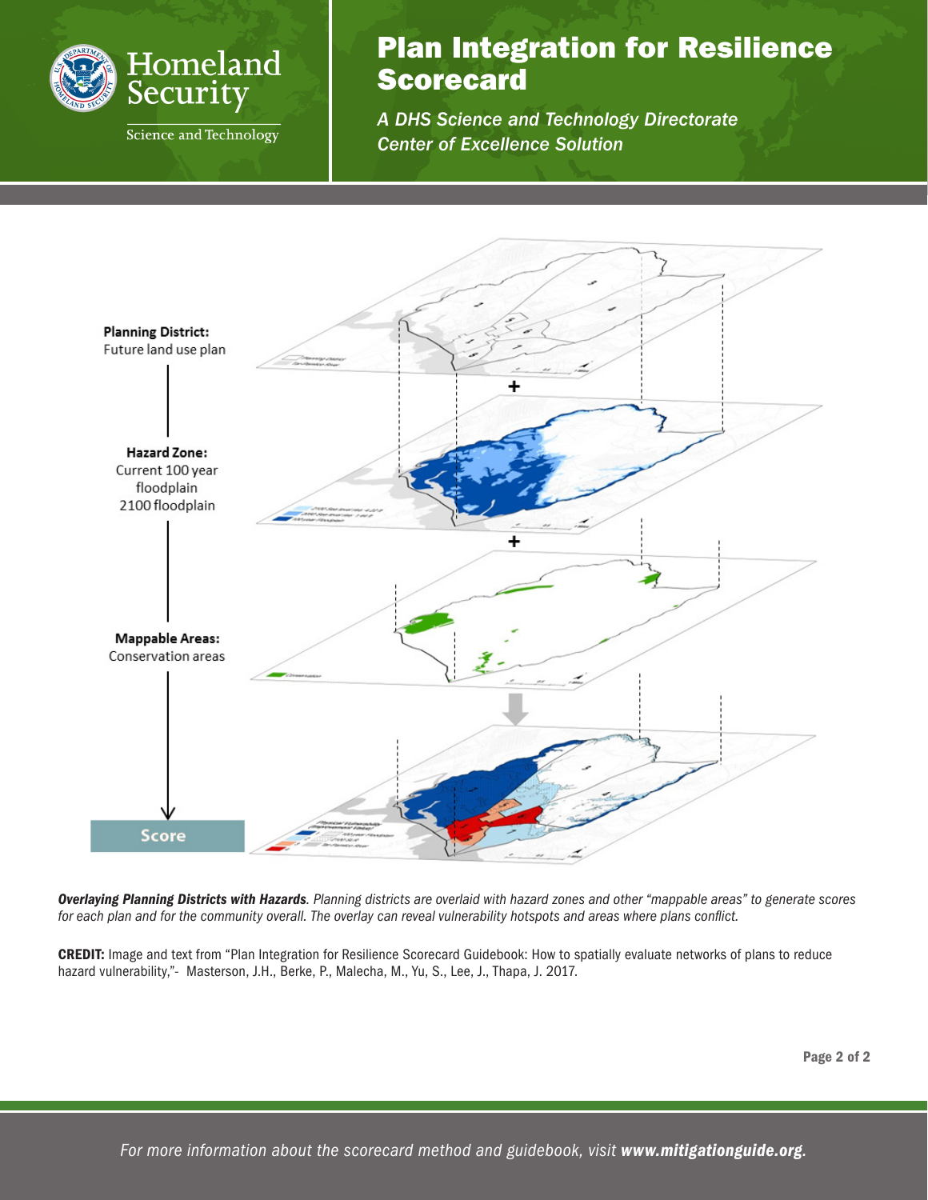# Plan Integration for Resilience Scorecard

*A DHS Science and Technology Directorate Center of Excellence Solution*

**Planning District:**
Future land use plan

**Hazard Zone:**
Current 100 year floodplain
2100 floodplain

**Mappable Areas:**
Conservation areas

**Score**

***Overlaying Planning Districts with Hazards**. Planning districts are overlaid with hazard zones and other "mappable areas" to generate scores for each plan and for the community overall. The overlay can reveal vulnerability hotspots and areas where plans conflict.*

**CREDIT:** Image and text from "Plan Integration for Resilience Scorecard Guidebook: How to spatially evaluate networks of plans to reduce hazard vulnerability,"- Masterson, J.H., Berke, P., Malecha, M., Yu, S., Lee, J., Thapa, J. 2017.

*For more information about the scorecard method and guidebook, visit **www.mitigationguide.org**.*